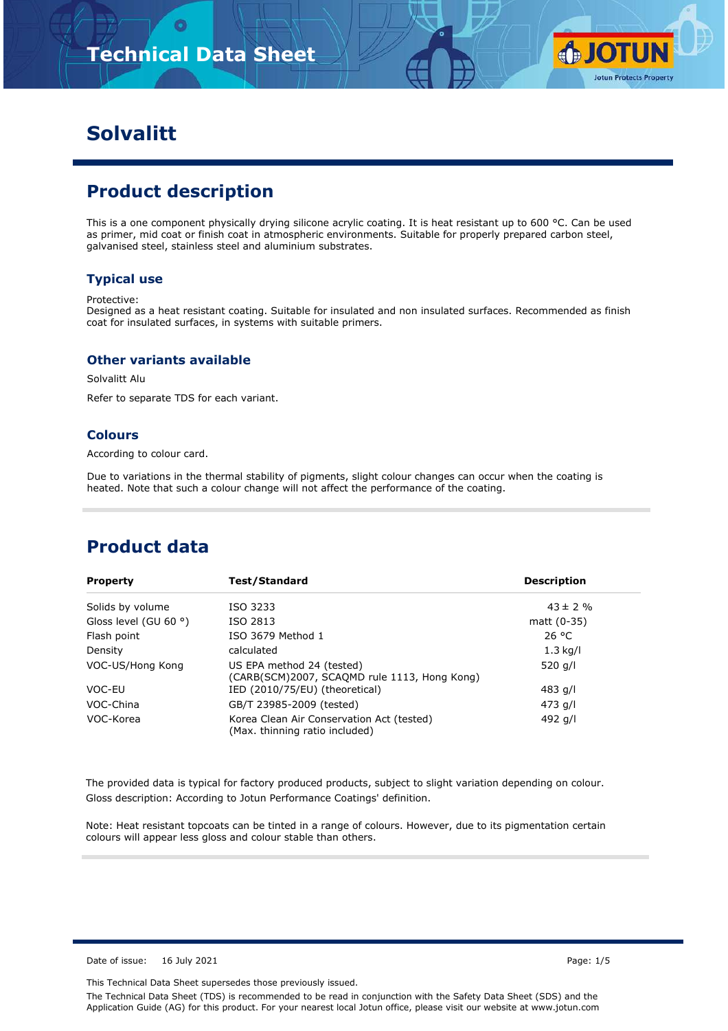# Solvalitt

## Product description

This is a one component physically drying silicone acrylic coating. It is heat resistant up to 600 °C. Can be used as primer, mid coat or finish coat in atmospheric environments. Suitable for properly prepared carbon steel, galvanised steel, stainless steel and aluminium substrates.

### Typical use

Protective:
Designed as a heat resistant coating. Suitable for insulated and non insulated surfaces. Recommended as finish coat for insulated surfaces, in systems with suitable primers.

### Other variants available

Solvalitt Alu

Refer to separate TDS for each variant.

### Colours

According to colour card.

Due to variations in the thermal stability of pigments, slight colour changes can occur when the coating is heated. Note that such a colour change will not affect the performance of the coating.

## Product data

| Property | Test/Standard | Description |
|---|---|---|
| Solids by volume | ISO 3233 | 43 ± 2 % |
| Gloss level (GU 60 °) | ISO 2813 | matt (0-35) |
| Flash point | ISO 3679 Method 1 | 26 °C |
| Density | calculated | 1.3 kg/l |
| VOC-US/Hong Kong | US EPA method 24 (tested) (CARB(SCM)2007, SCAQMD rule 1113, Hong Kong) | 520 g/l |
| VOC-EU | IED (2010/75/EU) (theoretical) | 483 g/l |
| VOC-China | GB/T 23985-2009 (tested) | 473 g/l |
| VOC-Korea | Korea Clean Air Conservation Act (tested) (Max. thinning ratio included) | 492 g/l |

The provided data is typical for factory produced products, subject to slight variation depending on colour.
Gloss description: According to Jotun Performance Coatings' definition.

Note: Heat resistant topcoats can be tinted in a range of colours. However, due to its pigmentation certain colours will appear less gloss and colour stable than others.

Date of issue: 16 July 2021

This Technical Data Sheet supersedes those previously issued.

The Technical Data Sheet (TDS) is recommended to be read in conjunction with the Safety Data Sheet (SDS) and the Application Guide (AG) for this product. For your nearest local Jotun office, please visit our website at www.jotun.com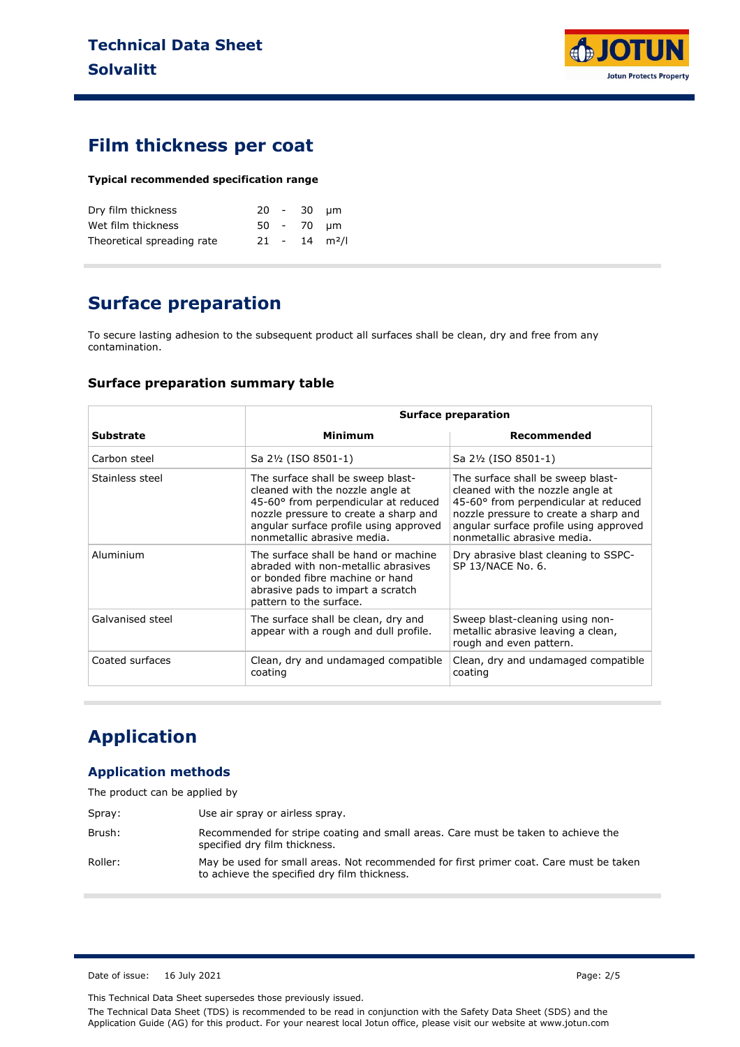## Film thickness per coat

**Typical recommended specification range**

| | | | | |
|---|---|---|---|---|
| Dry film thickness | 20 | - | 30 | µm |
| Wet film thickness | 50 | - | 70 | µm |
| Theoretical spreading rate | 21 | - | 14 | $m^2/l$ |

## Surface preparation

To secure lasting adhesion to the subsequent product all surfaces shall be clean, dry and free from any contamination.

### Surface preparation summary table

| | Surface preparation | |
|---|---|---|
| **Substrate** | **Minimum** | **Recommended** |
| Carbon steel | Sa 2½ (ISO 8501-1) | Sa 2½ (ISO 8501-1) |
| Stainless steel | The surface shall be sweep blast-cleaned with the nozzle angle at 45-60° from perpendicular at reduced nozzle pressure to create a sharp and angular surface profile using approved nonmetallic abrasive media. | The surface shall be sweep blast-cleaned with the nozzle angle at 45-60° from perpendicular at reduced nozzle pressure to create a sharp and angular surface profile using approved nonmetallic abrasive media. |
| Aluminium | The surface shall be hand or machine abraded with non-metallic abrasives or bonded fibre machine or hand abrasive pads to impart a scratch pattern to the surface. | Dry abrasive blast cleaning to SSPC-SP 13/NACE No. 6. |
| Galvanised steel | The surface shall be clean, dry and appear with a rough and dull profile. | Sweep blast-cleaning using non-metallic abrasive leaving a clean, rough and even pattern. |
| Coated surfaces | Clean, dry and undamaged compatible coating | Clean, dry and undamaged compatible coating |

## Application

### Application methods

The product can be applied by

| | |
|---|---|
| Spray: | Use air spray or airless spray. |
| Brush: | Recommended for stripe coating and small areas. Care must be taken to achieve the specified dry film thickness. |
| Roller: | May be used for small areas. Not recommended for first primer coat. Care must be taken to achieve the specified dry film thickness. |

Date of issue: 16 July 2021

This Technical Data Sheet supersedes those previously issued.

The Technical Data Sheet (TDS) is recommended to be read in conjunction with the Safety Data Sheet (SDS) and the Application Guide (AG) for this product. For your nearest local Jotun office, please visit our website at www.jotun.com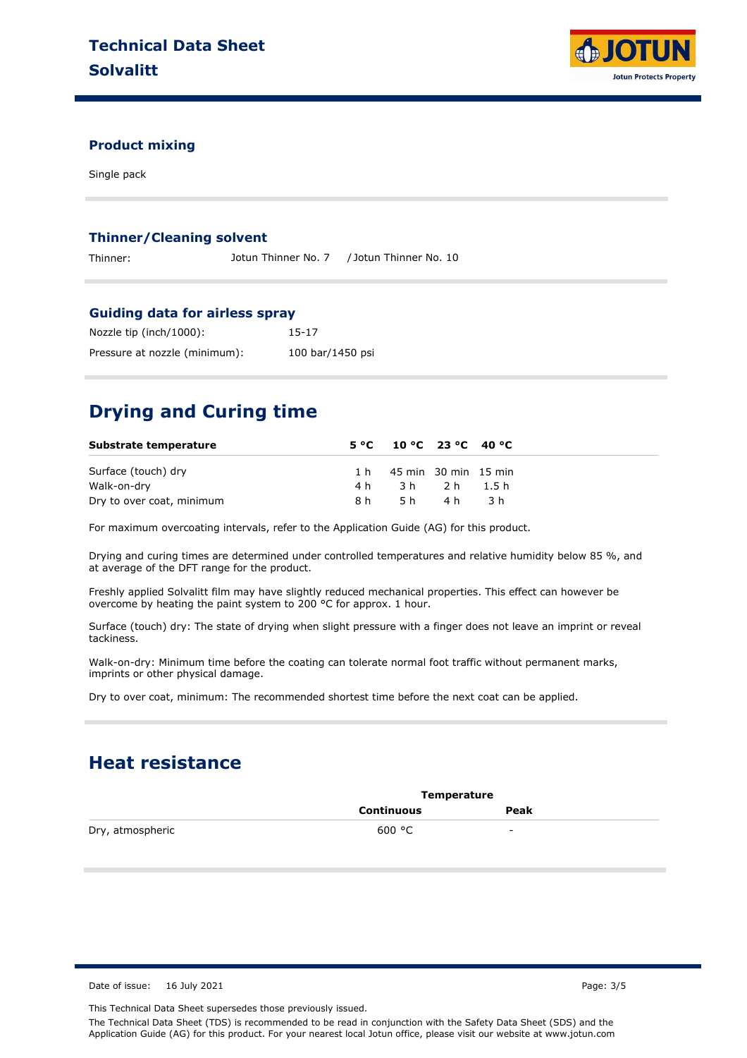### Product mixing

Single pack

### Thinner/Cleaning solvent

Thinner: Jotun Thinner No. 7 / Jotun Thinner No. 10

### Guiding data for airless spray

Nozzle tip (inch/1000): 15-17

Pressure at nozzle (minimum): 100 bar/1450 psi

## Drying and Curing time

| Substrate temperature | 5 °C | 10 °C | 23 °C | 40 °C |
|---|---|---|---|---|
| Surface (touch) dry | 1 h | 45 min | 30 min | 15 min |
| Walk-on-dry | 4 h | 3 h | 2 h | 1.5 h |
| Dry to over coat, minimum | 8 h | 5 h | 4 h | 3 h |

For maximum overcoating intervals, refer to the Application Guide (AG) for this product.

Drying and curing times are determined under controlled temperatures and relative humidity below 85 %, and at average of the DFT range for the product.

Freshly applied Solvalitt film may have slightly reduced mechanical properties. This effect can however be overcome by heating the paint system to 200 °C for approx. 1 hour.

Surface (touch) dry: The state of drying when slight pressure with a finger does not leave an imprint or reveal tackiness.

Walk-on-dry: Minimum time before the coating can tolerate normal foot traffic without permanent marks, imprints or other physical damage.

Dry to over coat, minimum: The recommended shortest time before the next coat can be applied.

## Heat resistance

| | Temperature | |
|---|---|---|
| | Continuous | Peak |
| Dry, atmospheric | 600 °C | - |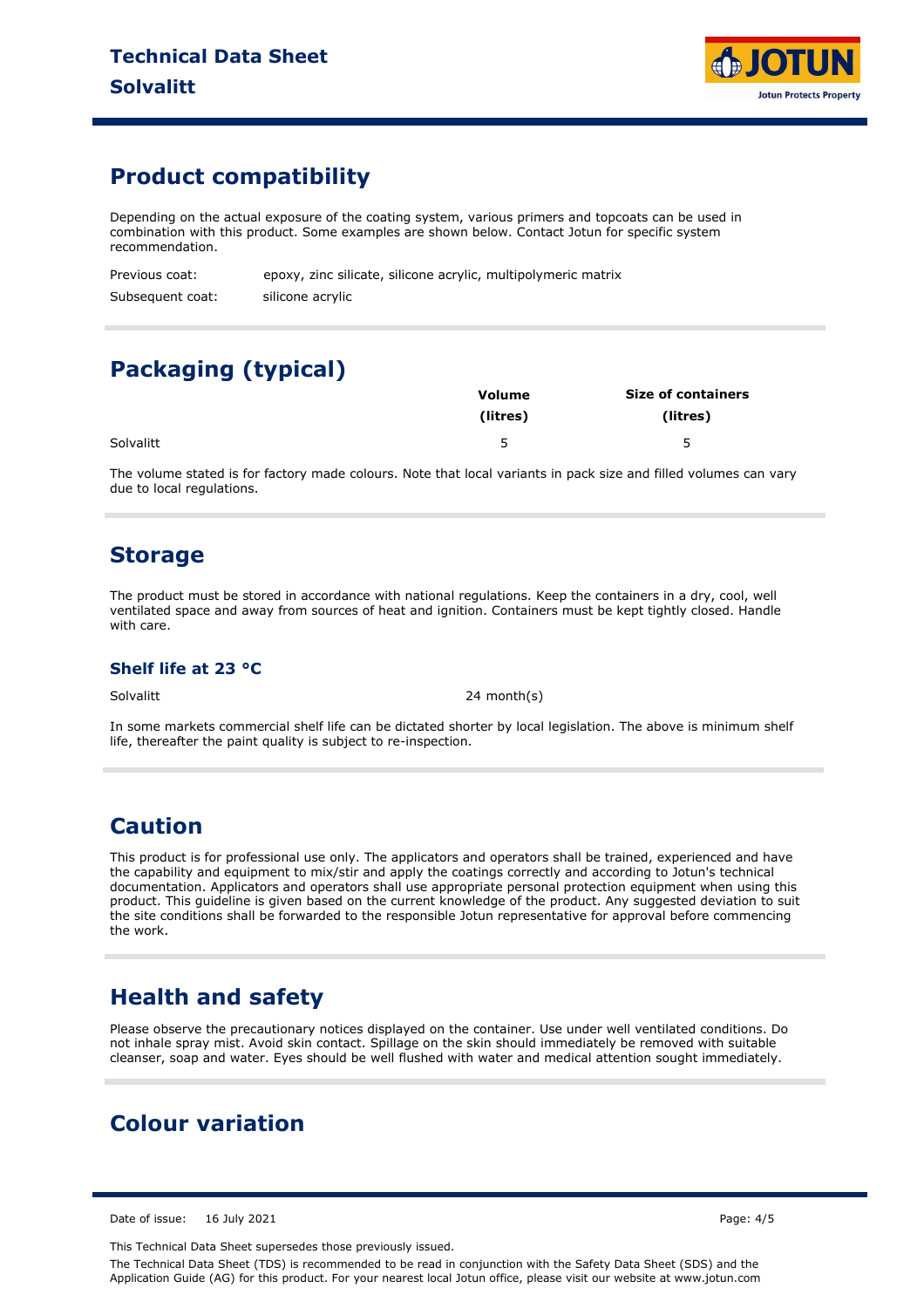## Product compatibility

Depending on the actual exposure of the coating system, various primers and topcoats can be used in combination with this product. Some examples are shown below. Contact Jotun for specific system recommendation.

| | |
|---|---|
| Previous coat: | epoxy, zinc silicate, silicone acrylic, multipolymeric matrix |
| Subsequent coat: | silicone acrylic |

## Packaging (typical)

| | Volume (litres) | Size of containers (litres) |
|---|---|---|
| Solvalitt | 5 | 5 |

The volume stated is for factory made colours. Note that local variants in pack size and filled volumes can vary due to local regulations.

## Storage

The product must be stored in accordance with national regulations. Keep the containers in a dry, cool, well ventilated space and away from sources of heat and ignition. Containers must be kept tightly closed. Handle with care.

### Shelf life at 23 °C

| | |
|---|---|
| Solvalitt | 24 month(s) |

In some markets commercial shelf life can be dictated shorter by local legislation. The above is minimum shelf life, thereafter the paint quality is subject to re-inspection.

## Caution

This product is for professional use only. The applicators and operators shall be trained, experienced and have the capability and equipment to mix/stir and apply the coatings correctly and according to Jotun's technical documentation. Applicators and operators shall use appropriate personal protection equipment when using this product. This guideline is given based on the current knowledge of the product. Any suggested deviation to suit the site conditions shall be forwarded to the responsible Jotun representative for approval before commencing the work.

## Health and safety

Please observe the precautionary notices displayed on the container. Use under well ventilated conditions. Do not inhale spray mist. Avoid skin contact. Spillage on the skin should immediately be removed with suitable cleanser, soap and water. Eyes should be well flushed with water and medical attention sought immediately.

## Colour variation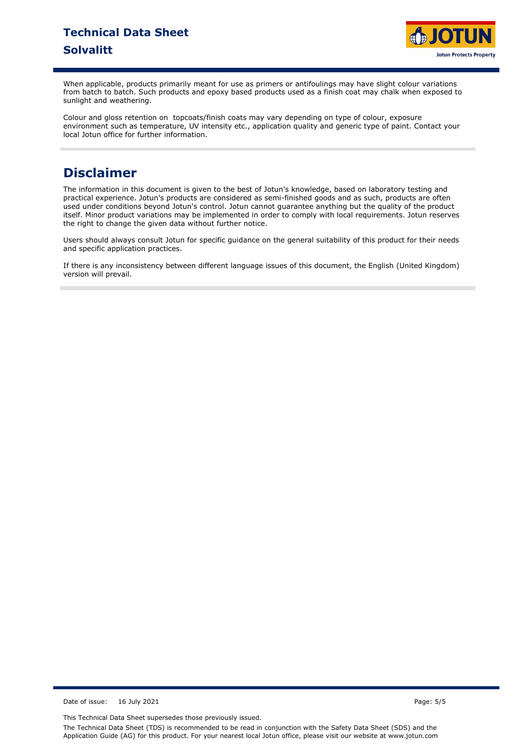When applicable, products primarily meant for use as primers or antifoulings may have slight colour variations from batch to batch. Such products and epoxy based products used as a finish coat may chalk when exposed to sunlight and weathering.

Colour and gloss retention on topcoats/finish coats may vary depending on type of colour, exposure environment such as temperature, UV intensity etc., application quality and generic type of paint. Contact your local Jotun office for further information.

## Disclaimer

The information in this document is given to the best of Jotun's knowledge, based on laboratory testing and practical experience. Jotun's products are considered as semi-finished goods and as such, products are often used under conditions beyond Jotun's control. Jotun cannot guarantee anything but the quality of the product itself. Minor product variations may be implemented in order to comply with local requirements. Jotun reserves the right to change the given data without further notice.

Users should always consult Jotun for specific guidance on the general suitability of this product for their needs and specific application practices.

If there is any inconsistency between different language issues of this document, the English (United Kingdom) version will prevail.